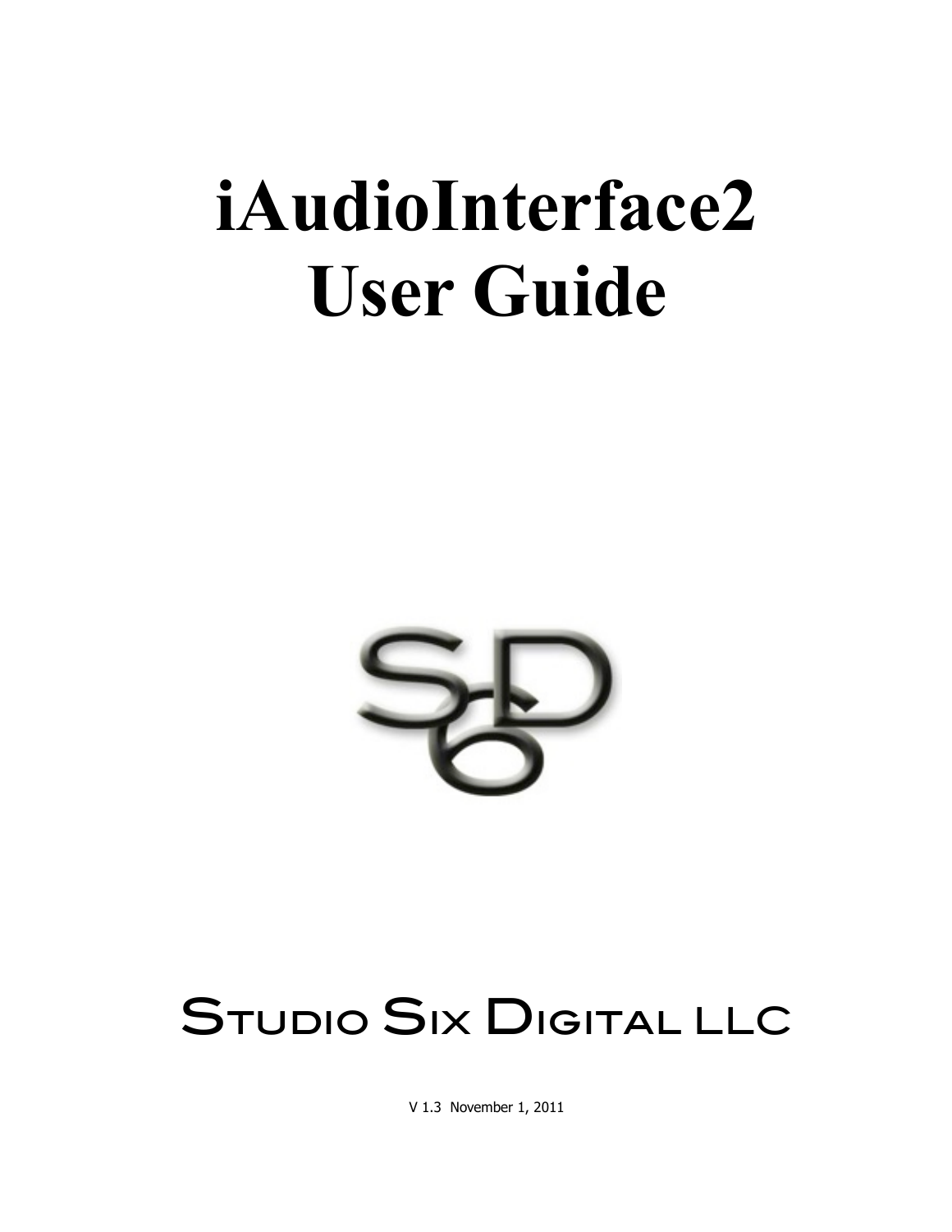# iAudioInterface2 User Guide

Studio Six Digital LLC

V 1.3 November 1, 2011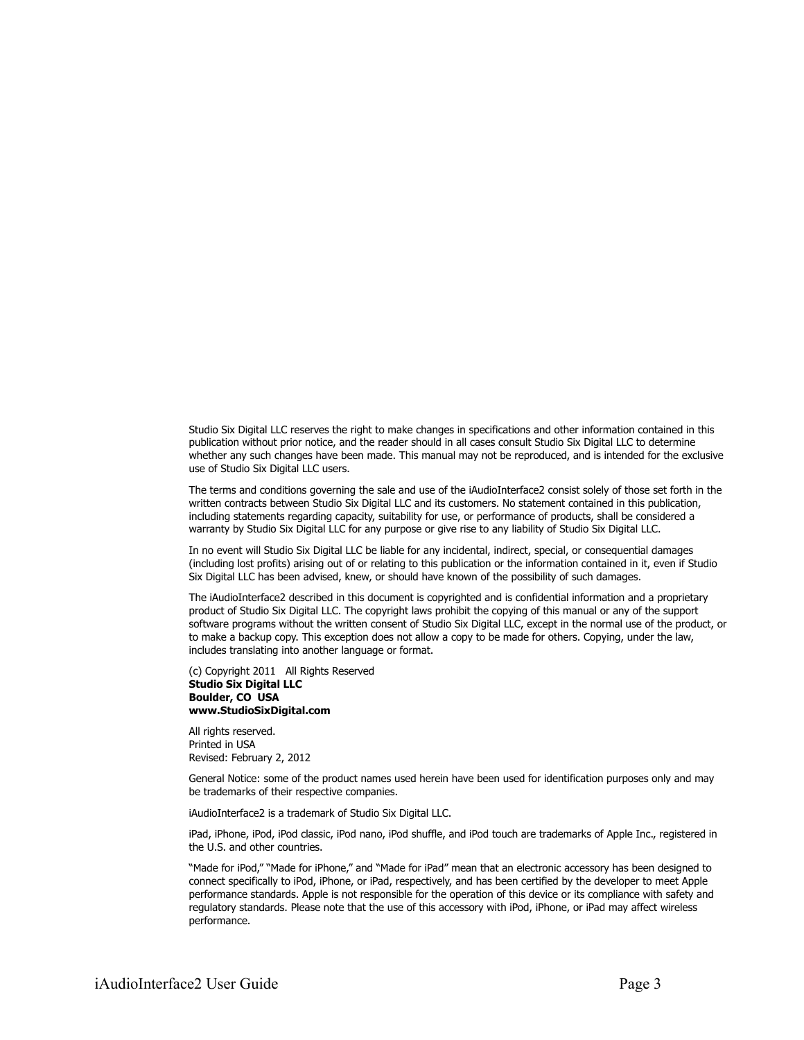Studio Six Digital LLC reserves the right to make changes in specifications and other information contained in this publication without prior notice, and the reader should in all cases consult Studio Six Digital LLC to determine whether any such changes have been made. This manual may not be reproduced, and is intended for the exclusive use of Studio Six Digital LLC users.

The terms and conditions governing the sale and use of the iAudioInterface2 consist solely of those set forth in the written contracts between Studio Six Digital LLC and its customers. No statement contained in this publication, including statements regarding capacity, suitability for use, or performance of products, shall be considered a warranty by Studio Six Digital LLC for any purpose or give rise to any liability of Studio Six Digital LLC.

In no event will Studio Six Digital LLC be liable for any incidental, indirect, special, or consequential damages (including lost profits) arising out of or relating to this publication or the information contained in it, even if Studio Six Digital LLC has been advised, knew, or should have known of the possibility of such damages.

The iAudioInterface2 described in this document is copyrighted and is confidential information and a proprietary product of Studio Six Digital LLC. The copyright laws prohibit the copying of this manual or any of the support software programs without the written consent of Studio Six Digital LLC, except in the normal use of the product, or to make a backup copy. This exception does not allow a copy to be made for others. Copying, under the law, includes translating into another language or format.

(c) Copyright 2011 All Rights Reserved
**Studio Six Digital LLC**
**Boulder, CO USA**
**www.StudioSixDigital.com**

All rights reserved.
Printed in USA
Revised: February 2, 2012

General Notice: some of the product names used herein have been used for identification purposes only and may be trademarks of their respective companies.

iAudioInterface2 is a trademark of Studio Six Digital LLC.

iPad, iPhone, iPod, iPod classic, iPod nano, iPod shuffle, and iPod touch are trademarks of Apple Inc., registered in the U.S. and other countries.

"Made for iPod," "Made for iPhone," and "Made for iPad" mean that an electronic accessory has been designed to connect specifically to iPod, iPhone, or iPad, respectively, and has been certified by the developer to meet Apple performance standards. Apple is not responsible for the operation of this device or its compliance with safety and regulatory standards. Please note that the use of this accessory with iPod, iPhone, or iPad may affect wireless performance.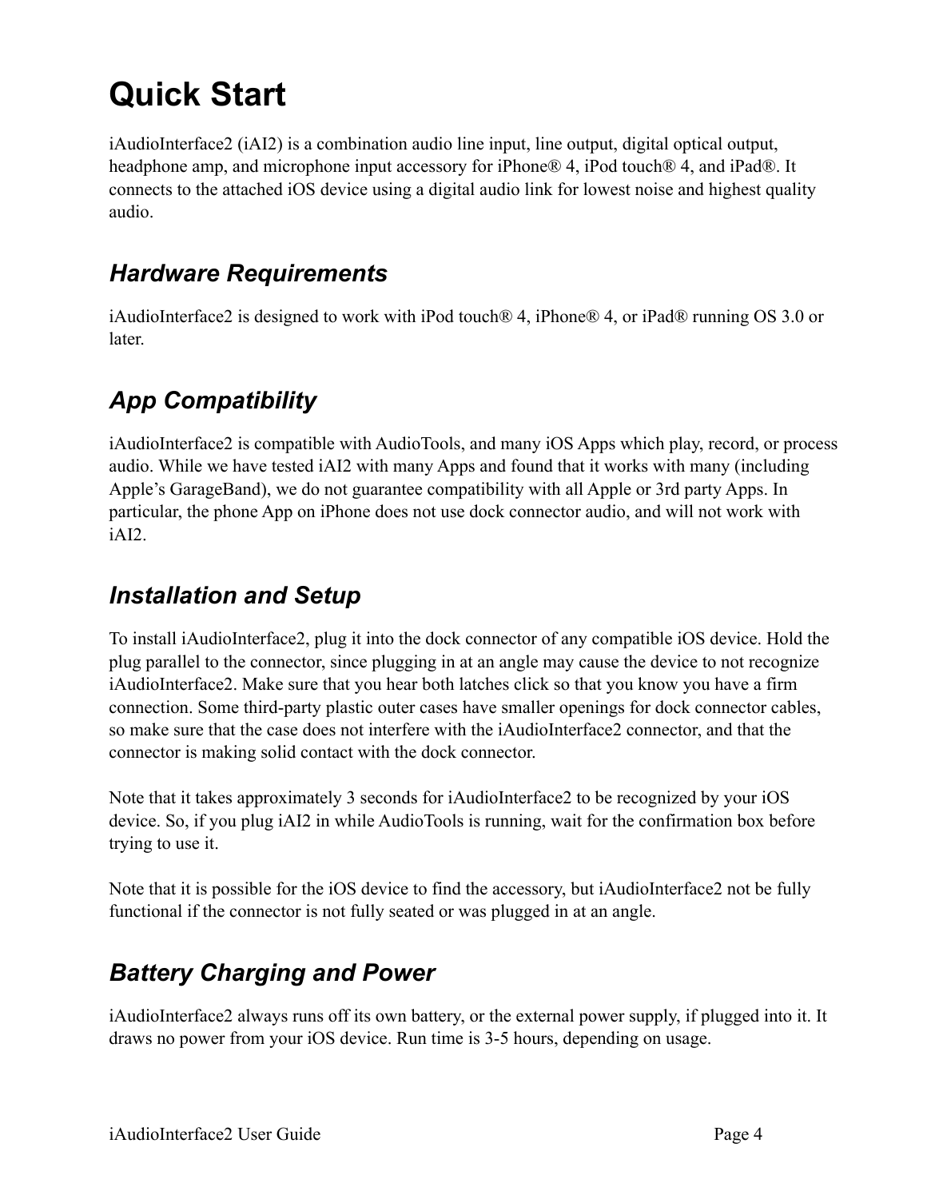# Quick Start

iAudioInterface2 (iAI2) is a combination audio line input, line output, digital optical output, headphone amp, and microphone input accessory for iPhone® 4, iPod touch® 4, and iPad®. It connects to the attached iOS device using a digital audio link for lowest noise and highest quality audio.

## *Hardware Requirements*

iAudioInterface2 is designed to work with iPod touch® 4, iPhone® 4, or iPad® running OS 3.0 or later.

## *App Compatibility*

iAudioInterface2 is compatible with AudioTools, and many iOS Apps which play, record, or process audio. While we have tested iAI2 with many Apps and found that it works with many (including Apple's GarageBand), we do not guarantee compatibility with all Apple or 3rd party Apps. In particular, the phone App on iPhone does not use dock connector audio, and will not work with iAI2.

## *Installation and Setup*

To install iAudioInterface2, plug it into the dock connector of any compatible iOS device. Hold the plug parallel to the connector, since plugging in at an angle may cause the device to not recognize iAudioInterface2. Make sure that you hear both latches click so that you know you have a firm connection. Some third-party plastic outer cases have smaller openings for dock connector cables, so make sure that the case does not interfere with the iAudioInterface2 connector, and that the connector is making solid contact with the dock connector.

Note that it takes approximately 3 seconds for iAudioInterface2 to be recognized by your iOS device. So, if you plug iAI2 in while AudioTools is running, wait for the confirmation box before trying to use it.

Note that it is possible for the iOS device to find the accessory, but iAudioInterface2 not be fully functional if the connector is not fully seated or was plugged in at an angle.

## *Battery Charging and Power*

iAudioInterface2 always runs off its own battery, or the external power supply, if plugged into it. It draws no power from your iOS device. Run time is 3-5 hours, depending on usage.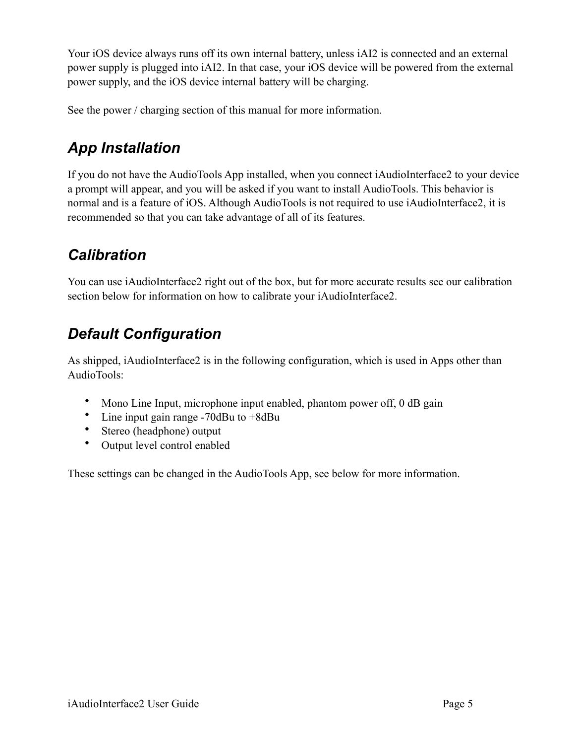Your iOS device always runs off its own internal battery, unless iAI2 is connected and an external power supply is plugged into iAI2. In that case, your iOS device will be powered from the external power supply, and the iOS device internal battery will be charging.

See the power / charging section of this manual for more information.

## *App Installation*

If you do not have the AudioTools App installed, when you connect iAudioInterface2 to your device a prompt will appear, and you will be asked if you want to install AudioTools. This behavior is normal and is a feature of iOS. Although AudioTools is not required to use iAudioInterface2, it is recommended so that you can take advantage of all of its features.

## *Calibration*

You can use iAudioInterface2 right out of the box, but for more accurate results see our calibration section below for information on how to calibrate your iAudioInterface2.

## *Default Configuration*

As shipped, iAudioInterface2 is in the following configuration, which is used in Apps other than AudioTools:

- Mono Line Input, microphone input enabled, phantom power off, 0 dB gain
- Line input gain range -70dBu to +8dBu
- Stereo (headphone) output
- Output level control enabled

These settings can be changed in the AudioTools App, see below for more information.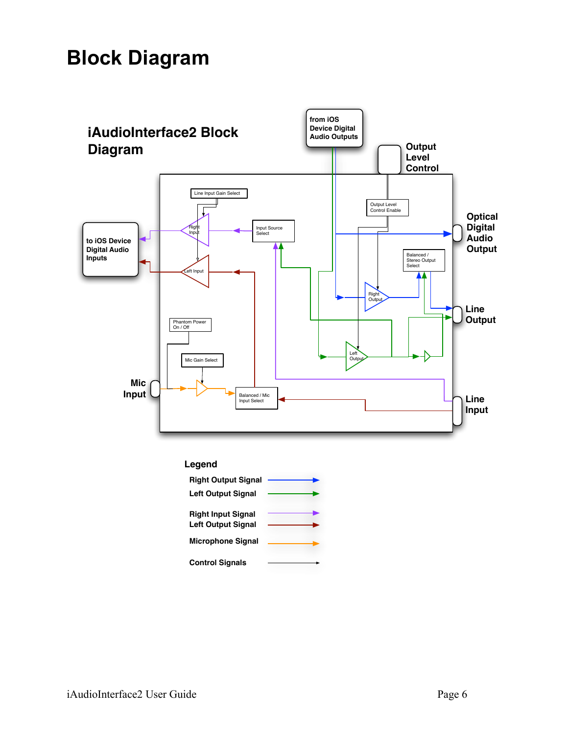# Block Diagram

iAudioInterface2 Block Diagram

from iOS Device Digital Audio Outputs

Output Level Control

Line Input Gain Select

Output Level Control Enable

Right Input

Input Source Select

to iOS Device Digital Audio Inputs

Optical Digital Audio Output

Left Input

Balanced / Stereo Output Select

Right Output

Line Output

Phantom Power On / Off

Mic Gain Select

Left Output

Mic Input

Balanced / Mic Input Select

Line Input

**Legend**

**Right Output Signal**

**Left Output Signal**

**Right Input Signal**

**Left Output Signal**

**Microphone Signal**

**Control Signals**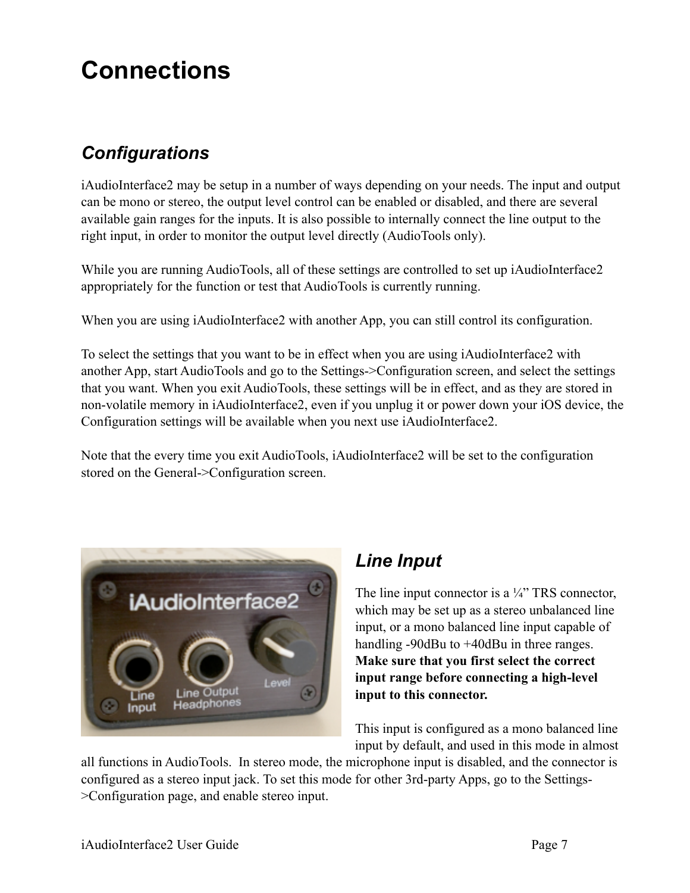# Connections

## *Configurations*

iAudioInterface2 may be setup in a number of ways depending on your needs. The input and output can be mono or stereo, the output level control can be enabled or disabled, and there are several available gain ranges for the inputs. It is also possible to internally connect the line output to the right input, in order to monitor the output level directly (AudioTools only).

While you are running AudioTools, all of these settings are controlled to set up iAudioInterface2 appropriately for the function or test that AudioTools is currently running.

When you are using iAudioInterface2 with another App, you can still control its configuration.

To select the settings that you want to be in effect when you are using iAudioInterface2 with another App, start AudioTools and go to the Settings->Configuration screen, and select the settings that you want. When you exit AudioTools, these settings will be in effect, and as they are stored in non-volatile memory in iAudioInterface2, even if you unplug it or power down your iOS device, the Configuration settings will be available when you next use iAudioInterface2.

Note that the every time you exit AudioTools, iAudioInterface2 will be set to the configuration stored on the General->Configuration screen.

## *Line Input*

The line input connector is a ¼" TRS connector, which may be set up as a stereo unbalanced line input, or a mono balanced line input capable of handling -90dBu to +40dBu in three ranges. **Make sure that you first select the correct input range before connecting a high-level input to this connector.**

This input is configured as a mono balanced line input by default, and used in this mode in almost all functions in AudioTools. In stereo mode, the microphone input is disabled, and the connector is configured as a stereo input jack. To set this mode for other 3rd-party Apps, go to the Settings->Configuration page, and enable stereo input.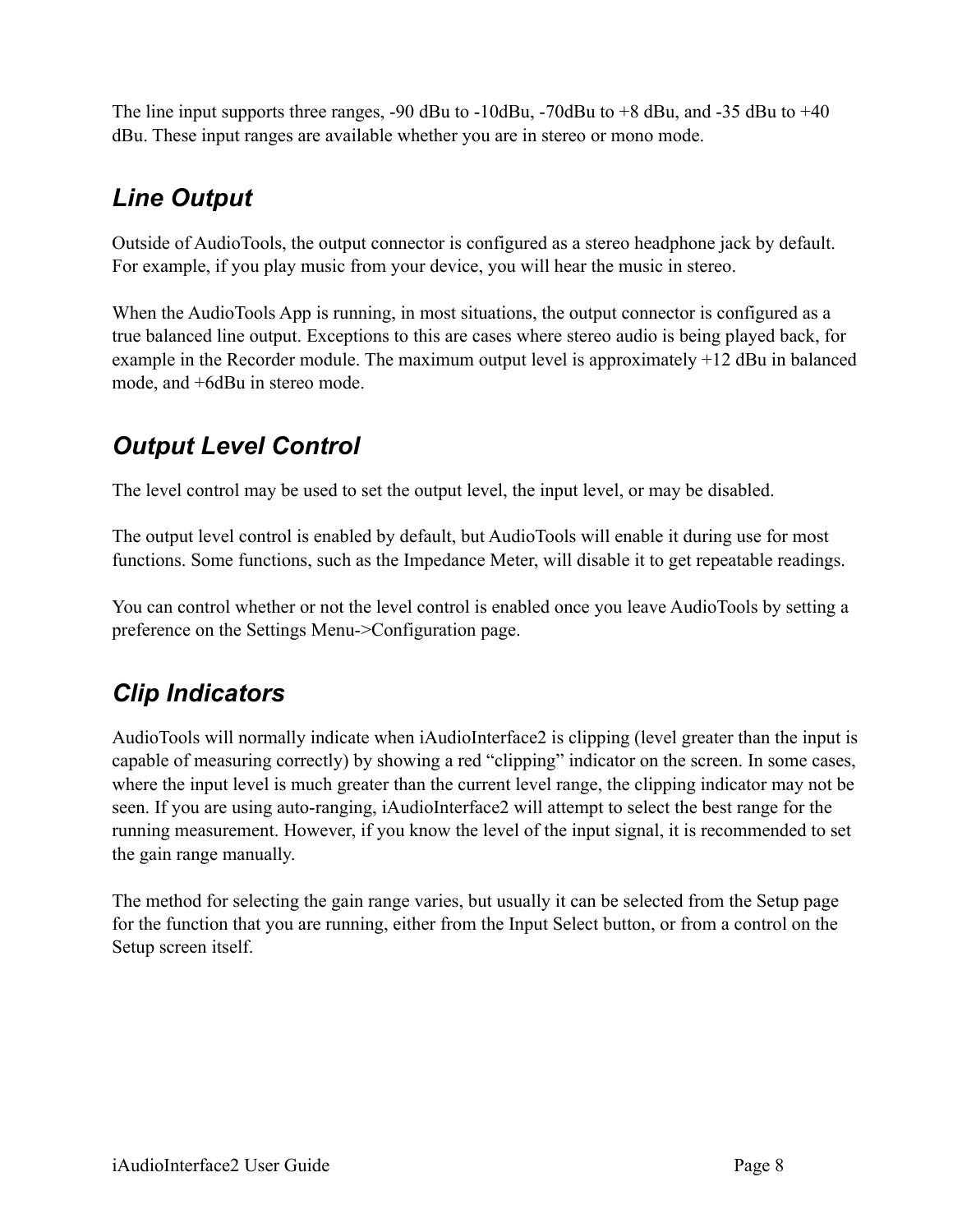The line input supports three ranges, -90 dBu to -10dBu, -70dBu to +8 dBu, and -35 dBu to +40 dBu. These input ranges are available whether you are in stereo or mono mode.

## *Line Output*

Outside of AudioTools, the output connector is configured as a stereo headphone jack by default. For example, if you play music from your device, you will hear the music in stereo.

When the AudioTools App is running, in most situations, the output connector is configured as a true balanced line output. Exceptions to this are cases where stereo audio is being played back, for example in the Recorder module. The maximum output level is approximately +12 dBu in balanced mode, and +6dBu in stereo mode.

## *Output Level Control*

The level control may be used to set the output level, the input level, or may be disabled.

The output level control is enabled by default, but AudioTools will enable it during use for most functions. Some functions, such as the Impedance Meter, will disable it to get repeatable readings.

You can control whether or not the level control is enabled once you leave AudioTools by setting a preference on the Settings Menu->Configuration page.

## *Clip Indicators*

AudioTools will normally indicate when iAudioInterface2 is clipping (level greater than the input is capable of measuring correctly) by showing a red “clipping” indicator on the screen. In some cases, where the input level is much greater than the current level range, the clipping indicator may not be seen. If you are using auto-ranging, iAudioInterface2 will attempt to select the best range for the running measurement. However, if you know the level of the input signal, it is recommended to set the gain range manually.

The method for selecting the gain range varies, but usually it can be selected from the Setup page for the function that you are running, either from the Input Select button, or from a control on the Setup screen itself.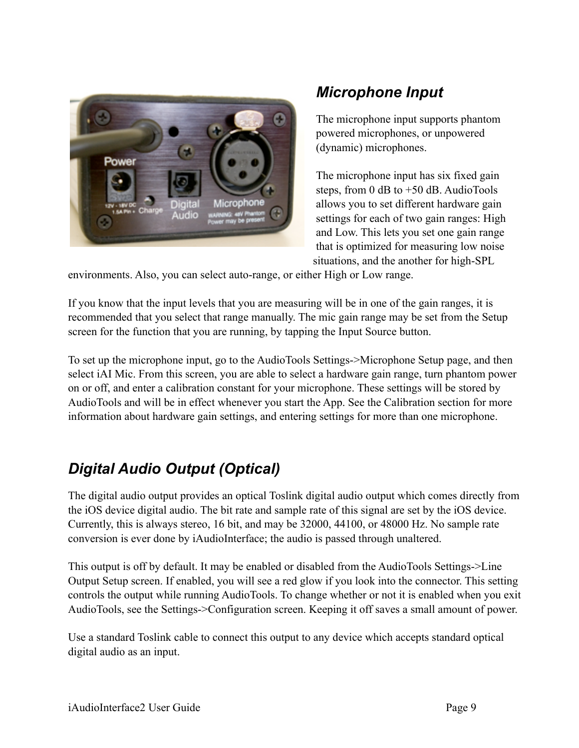## *Microphone Input*

The microphone input supports phantom powered microphones, or unpowered (dynamic) microphones.

The microphone input has six fixed gain steps, from 0 dB to +50 dB. AudioTools allows you to set different hardware gain settings for each of two gain ranges: High and Low. This lets you set one gain range that is optimized for measuring low noise situations, and the another for high-SPL environments. Also, you can select auto-range, or either High or Low range.

If you know that the input levels that you are measuring will be in one of the gain ranges, it is recommended that you select that range manually. The mic gain range may be set from the Setup screen for the function that you are running, by tapping the Input Source button.

To set up the microphone input, go to the AudioTools Settings->Microphone Setup page, and then select iAI Mic. From this screen, you are able to select a hardware gain range, turn phantom power on or off, and enter a calibration constant for your microphone. These settings will be stored by AudioTools and will be in effect whenever you start the App. See the Calibration section for more information about hardware gain settings, and entering settings for more than one microphone.

## *Digital Audio Output (Optical)*

The digital audio output provides an optical Toslink digital audio output which comes directly from the iOS device digital audio. The bit rate and sample rate of this signal are set by the iOS device. Currently, this is always stereo, 16 bit, and may be 32000, 44100, or 48000 Hz. No sample rate conversion is ever done by iAudioInterface; the audio is passed through unaltered.

This output is off by default. It may be enabled or disabled from the AudioTools Settings->Line Output Setup screen. If enabled, you will see a red glow if you look into the connector. This setting controls the output while running AudioTools. To change whether or not it is enabled when you exit AudioTools, see the Settings->Configuration screen. Keeping it off saves a small amount of power.

Use a standard Toslink cable to connect this output to any device which accepts standard optical digital audio as an input.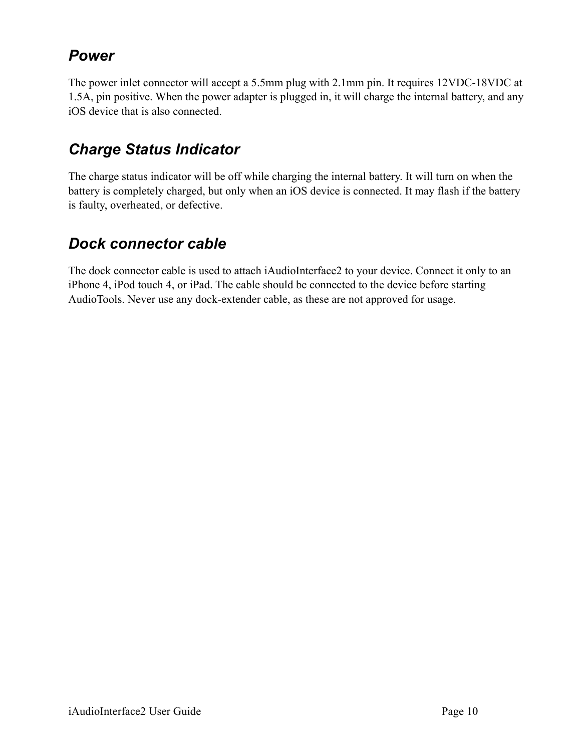## *Power*

The power inlet connector will accept a 5.5mm plug with 2.1mm pin. It requires 12VDC-18VDC at 1.5A, pin positive. When the power adapter is plugged in, it will charge the internal battery, and any iOS device that is also connected.

## *Charge Status Indicator*

The charge status indicator will be off while charging the internal battery. It will turn on when the battery is completely charged, but only when an iOS device is connected. It may flash if the battery is faulty, overheated, or defective.

## *Dock connector cable*

The dock connector cable is used to attach iAudioInterface2 to your device. Connect it only to an iPhone 4, iPod touch 4, or iPad. The cable should be connected to the device before starting AudioTools. Never use any dock-extender cable, as these are not approved for usage.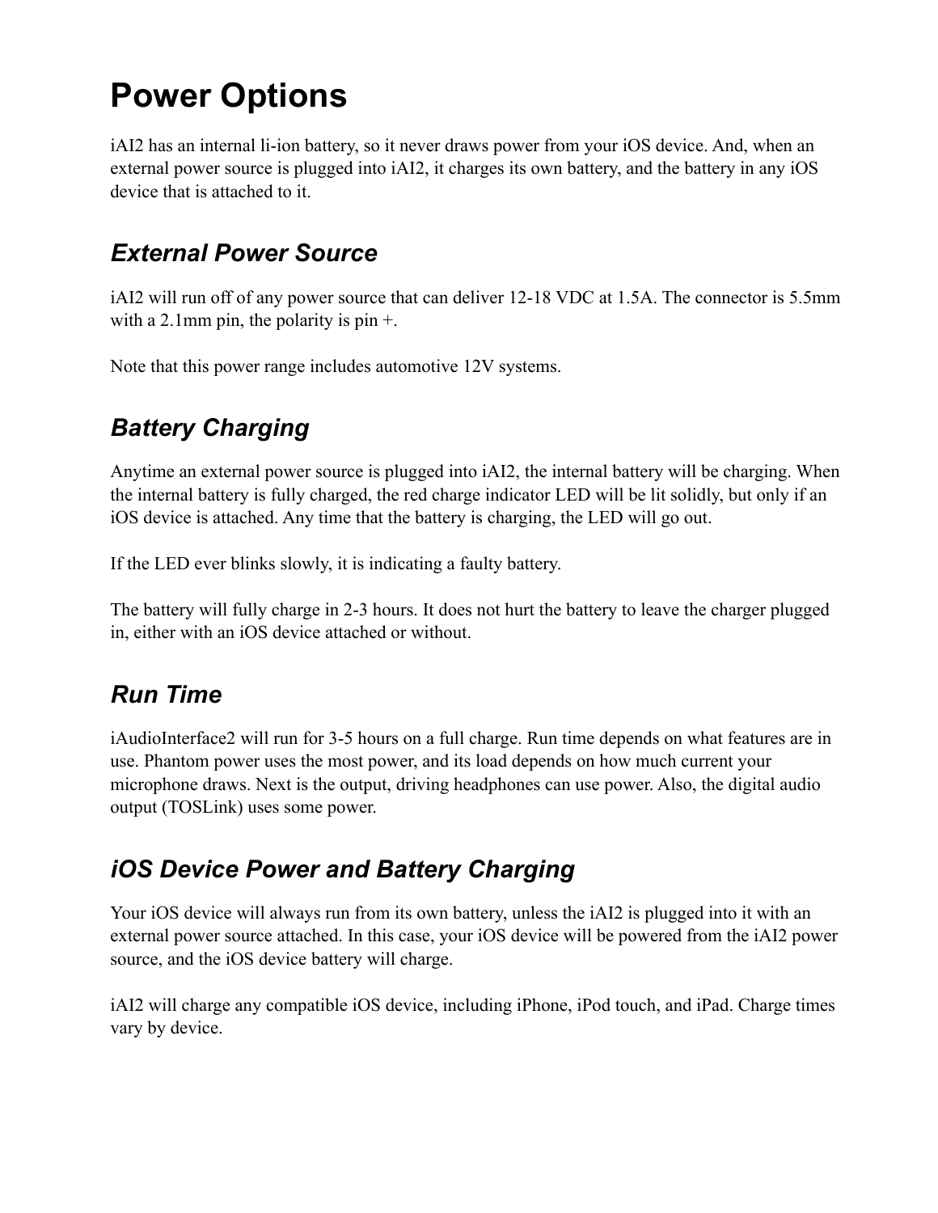# Power Options

iAI2 has an internal li-ion battery, so it never draws power from your iOS device. And, when an external power source is plugged into iAI2, it charges its own battery, and the battery in any iOS device that is attached to it.

## *External Power Source*

iAI2 will run off of any power source that can deliver 12-18 VDC at 1.5A. The connector is 5.5mm with a 2.1mm pin, the polarity is pin +.

Note that this power range includes automotive 12V systems.

## *Battery Charging*

Anytime an external power source is plugged into iAI2, the internal battery will be charging. When the internal battery is fully charged, the red charge indicator LED will be lit solidly, but only if an iOS device is attached. Any time that the battery is charging, the LED will go out.

If the LED ever blinks slowly, it is indicating a faulty battery.

The battery will fully charge in 2-3 hours. It does not hurt the battery to leave the charger plugged in, either with an iOS device attached or without.

## *Run Time*

iAudioInterface2 will run for 3-5 hours on a full charge. Run time depends on what features are in use. Phantom power uses the most power, and its load depends on how much current your microphone draws. Next is the output, driving headphones can use power. Also, the digital audio output (TOSLink) uses some power.

## *iOS Device Power and Battery Charging*

Your iOS device will always run from its own battery, unless the iAI2 is plugged into it with an external power source attached. In this case, your iOS device will be powered from the iAI2 power source, and the iOS device battery will charge.

iAI2 will charge any compatible iOS device, including iPhone, iPod touch, and iPad. Charge times vary by device.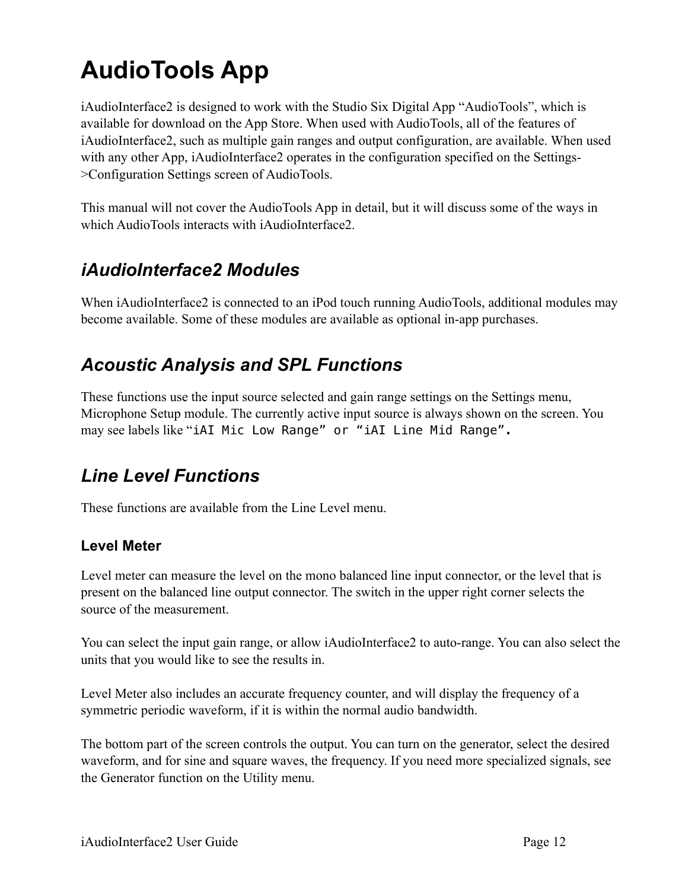# AudioTools App

iAudioInterface2 is designed to work with the Studio Six Digital App “AudioTools”, which is available for download on the App Store. When used with AudioTools, all of the features of iAudioInterface2, such as multiple gain ranges and output configuration, are available. When used with any other App, iAudioInterface2 operates in the configuration specified on the Settings->Configuration Settings screen of AudioTools.

This manual will not cover the AudioTools App in detail, but it will discuss some of the ways in which AudioTools interacts with iAudioInterface2.

## *iAudioInterface2 Modules*

When iAudioInterface2 is connected to an iPod touch running AudioTools, additional modules may become available. Some of these modules are available as optional in-app purchases.

## *Acoustic Analysis and SPL Functions*

These functions use the input source selected and gain range settings on the Settings menu, Microphone Setup module. The currently active input source is always shown on the screen. You may see labels like “`iAI Mic Low Range” or “iAI Line Mid Range”.`

## *Line Level Functions*

These functions are available from the Line Level menu.

### Level Meter

Level meter can measure the level on the mono balanced line input connector, or the level that is present on the balanced line output connector. The switch in the upper right corner selects the source of the measurement.

You can select the input gain range, or allow iAudioInterface2 to auto-range. You can also select the units that you would like to see the results in.

Level Meter also includes an accurate frequency counter, and will display the frequency of a symmetric periodic waveform, if it is within the normal audio bandwidth.

The bottom part of the screen controls the output. You can turn on the generator, select the desired waveform, and for sine and square waves, the frequency. If you need more specialized signals, see the Generator function on the Utility menu.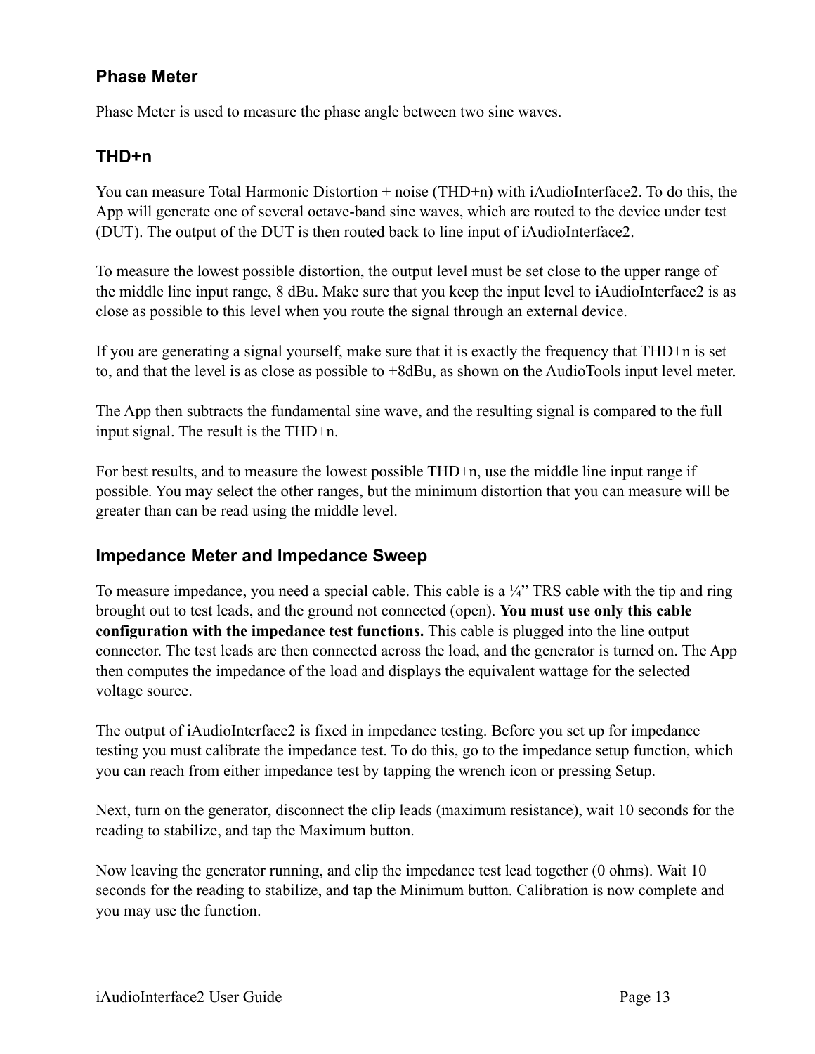## Phase Meter

Phase Meter is used to measure the phase angle between two sine waves.

## THD+n

You can measure Total Harmonic Distortion + noise (THD+n) with iAudioInterface2. To do this, the App will generate one of several octave-band sine waves, which are routed to the device under test (DUT). The output of the DUT is then routed back to line input of iAudioInterface2.

To measure the lowest possible distortion, the output level must be set close to the upper range of the middle line input range, 8 dBu. Make sure that you keep the input level to iAudioInterface2 is as close as possible to this level when you route the signal through an external device.

If you are generating a signal yourself, make sure that it is exactly the frequency that THD+n is set to, and that the level is as close as possible to +8dBu, as shown on the AudioTools input level meter.

The App then subtracts the fundamental sine wave, and the resulting signal is compared to the full input signal. The result is the THD+n.

For best results, and to measure the lowest possible THD+n, use the middle line input range if possible. You may select the other ranges, but the minimum distortion that you can measure will be greater than can be read using the middle level.

## Impedance Meter and Impedance Sweep

To measure impedance, you need a special cable. This cable is a ¼" TRS cable with the tip and ring brought out to test leads, and the ground not connected (open). **You must use only this cable configuration with the impedance test functions.** This cable is plugged into the line output connector. The test leads are then connected across the load, and the generator is turned on. The App then computes the impedance of the load and displays the equivalent wattage for the selected voltage source.

The output of iAudioInterface2 is fixed in impedance testing. Before you set up for impedance testing you must calibrate the impedance test. To do this, go to the impedance setup function, which you can reach from either impedance test by tapping the wrench icon or pressing Setup.

Next, turn on the generator, disconnect the clip leads (maximum resistance), wait 10 seconds for the reading to stabilize, and tap the Maximum button.

Now leaving the generator running, and clip the impedance test lead together (0 ohms). Wait 10 seconds for the reading to stabilize, and tap the Minimum button. Calibration is now complete and you may use the function.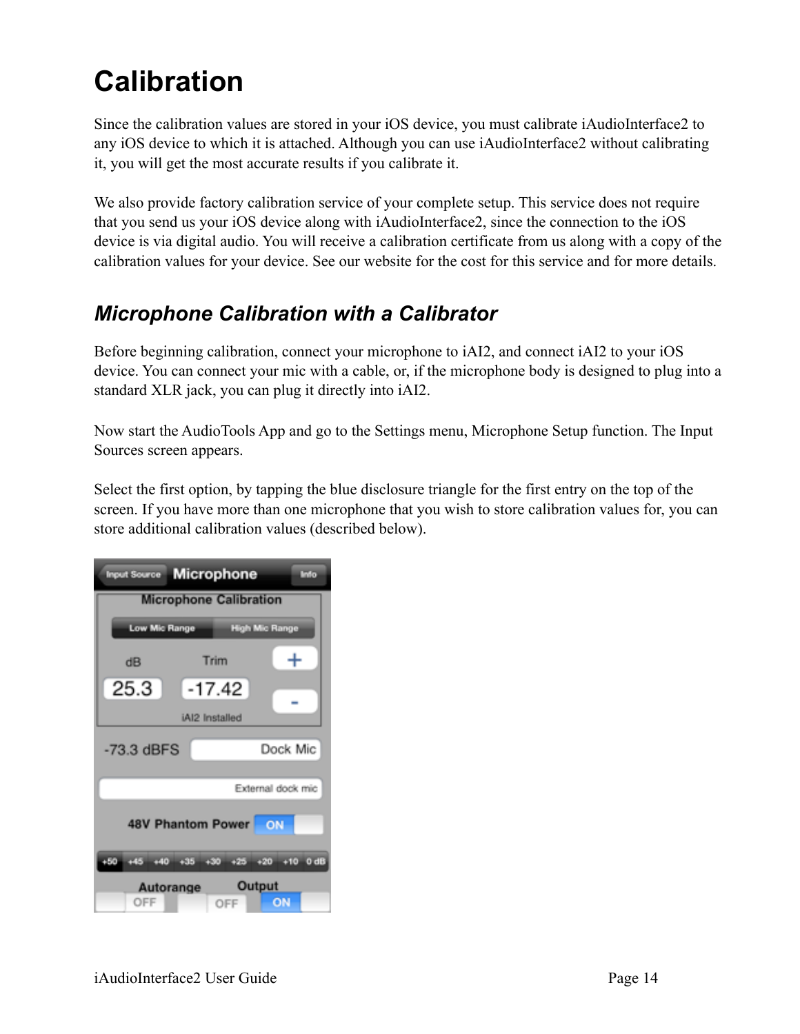# Calibration

Since the calibration values are stored in your iOS device, you must calibrate iAudioInterface2 to any iOS device to which it is attached. Although you can use iAudioInterface2 without calibrating it, you will get the most accurate results if you calibrate it.

We also provide factory calibration service of your complete setup. This service does not require that you send us your iOS device along with iAudioInterface2, since the connection to the iOS device is via digital audio. You will receive a calibration certificate from us along with a copy of the calibration values for your device. See our website for the cost for this service and for more details.

## *Microphone Calibration with a Calibrator*

Before beginning calibration, connect your microphone to iAI2, and connect iAI2 to your iOS device. You can connect your mic with a cable, or, if the microphone body is designed to plug into a standard XLR jack, you can plug it directly into iAI2.

Now start the AudioTools App and go to the Settings menu, Microphone Setup function. The Input Sources screen appears.

Select the first option, by tapping the blue disclosure triangle for the first entry on the top of the screen. If you have more than one microphone that you wish to store calibration values for, you can store additional calibration values (described below).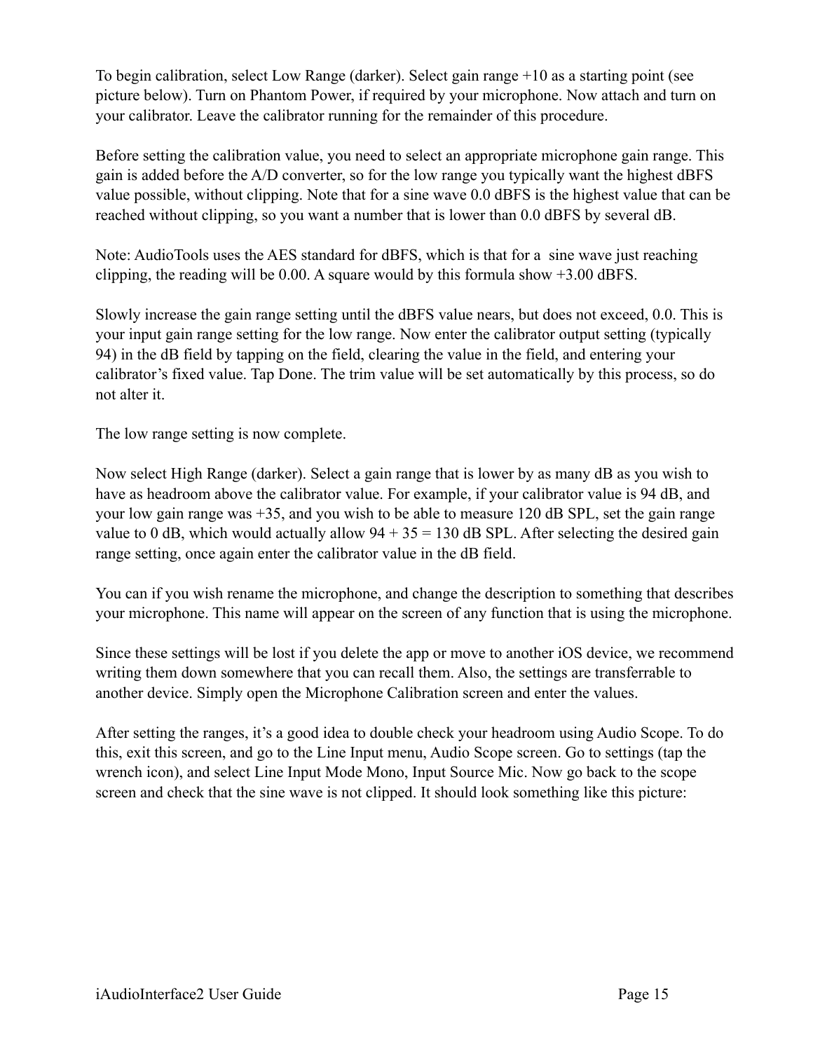To begin calibration, select Low Range (darker). Select gain range +10 as a starting point (see picture below). Turn on Phantom Power, if required by your microphone. Now attach and turn on your calibrator. Leave the calibrator running for the remainder of this procedure.

Before setting the calibration value, you need to select an appropriate microphone gain range. This gain is added before the A/D converter, so for the low range you typically want the highest dBFS value possible, without clipping. Note that for a sine wave 0.0 dBFS is the highest value that can be reached without clipping, so you want a number that is lower than 0.0 dBFS by several dB.

Note: AudioTools uses the AES standard for dBFS, which is that for a  sine wave just reaching clipping, the reading will be 0.00. A square would by this formula show +3.00 dBFS.

Slowly increase the gain range setting until the dBFS value nears, but does not exceed, 0.0. This is your input gain range setting for the low range. Now enter the calibrator output setting (typically 94) in the dB field by tapping on the field, clearing the value in the field, and entering your calibrator's fixed value. Tap Done. The trim value will be set automatically by this process, so do not alter it.

The low range setting is now complete.

Now select High Range (darker). Select a gain range that is lower by as many dB as you wish to have as headroom above the calibrator value. For example, if your calibrator value is 94 dB, and your low gain range was +35, and you wish to be able to measure 120 dB SPL, set the gain range value to 0 dB, which would actually allow 94 + 35 = 130 dB SPL. After selecting the desired gain range setting, once again enter the calibrator value in the dB field.

You can if you wish rename the microphone, and change the description to something that describes your microphone. This name will appear on the screen of any function that is using the microphone.

Since these settings will be lost if you delete the app or move to another iOS device, we recommend writing them down somewhere that you can recall them. Also, the settings are transferrable to another device. Simply open the Microphone Calibration screen and enter the values.

After setting the ranges, it's a good idea to double check your headroom using Audio Scope. To do this, exit this screen, and go to the Line Input menu, Audio Scope screen. Go to settings (tap the wrench icon), and select Line Input Mode Mono, Input Source Mic. Now go back to the scope screen and check that the sine wave is not clipped. It should look something like this picture: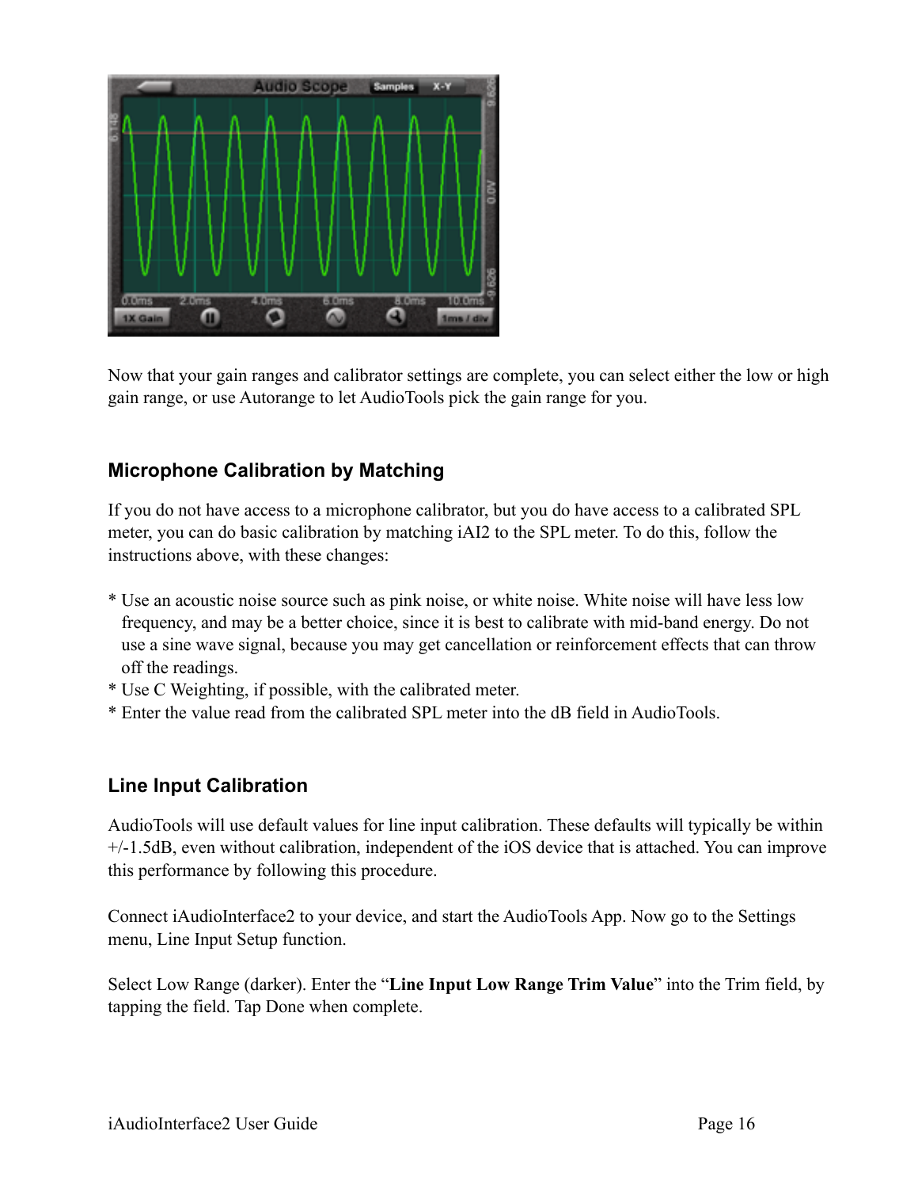Now that your gain ranges and calibrator settings are complete, you can select either the low or high gain range, or use Autorange to let AudioTools pick the gain range for you.

## Microphone Calibration by Matching

If you do not have access to a microphone calibrator, but you do have access to a calibrated SPL meter, you can do basic calibration by matching iAI2 to the SPL meter. To do this, follow the instructions above, with these changes:

* Use an acoustic noise source such as pink noise, or white noise. White noise will have less low frequency, and may be a better choice, since it is best to calibrate with mid-band energy. Do not use a sine wave signal, because you may get cancellation or reinforcement effects that can throw off the readings.
* Use C Weighting, if possible, with the calibrated meter.
* Enter the value read from the calibrated SPL meter into the dB field in AudioTools.

## Line Input Calibration

AudioTools will use default values for line input calibration. These defaults will typically be within +/-1.5dB, even without calibration, independent of the iOS device that is attached. You can improve this performance by following this procedure.

Connect iAudioInterface2 to your device, and start the AudioTools App. Now go to the Settings menu, Line Input Setup function.

Select Low Range (darker). Enter the "**Line Input Low Range Trim Value**" into the Trim field, by tapping the field. Tap Done when complete.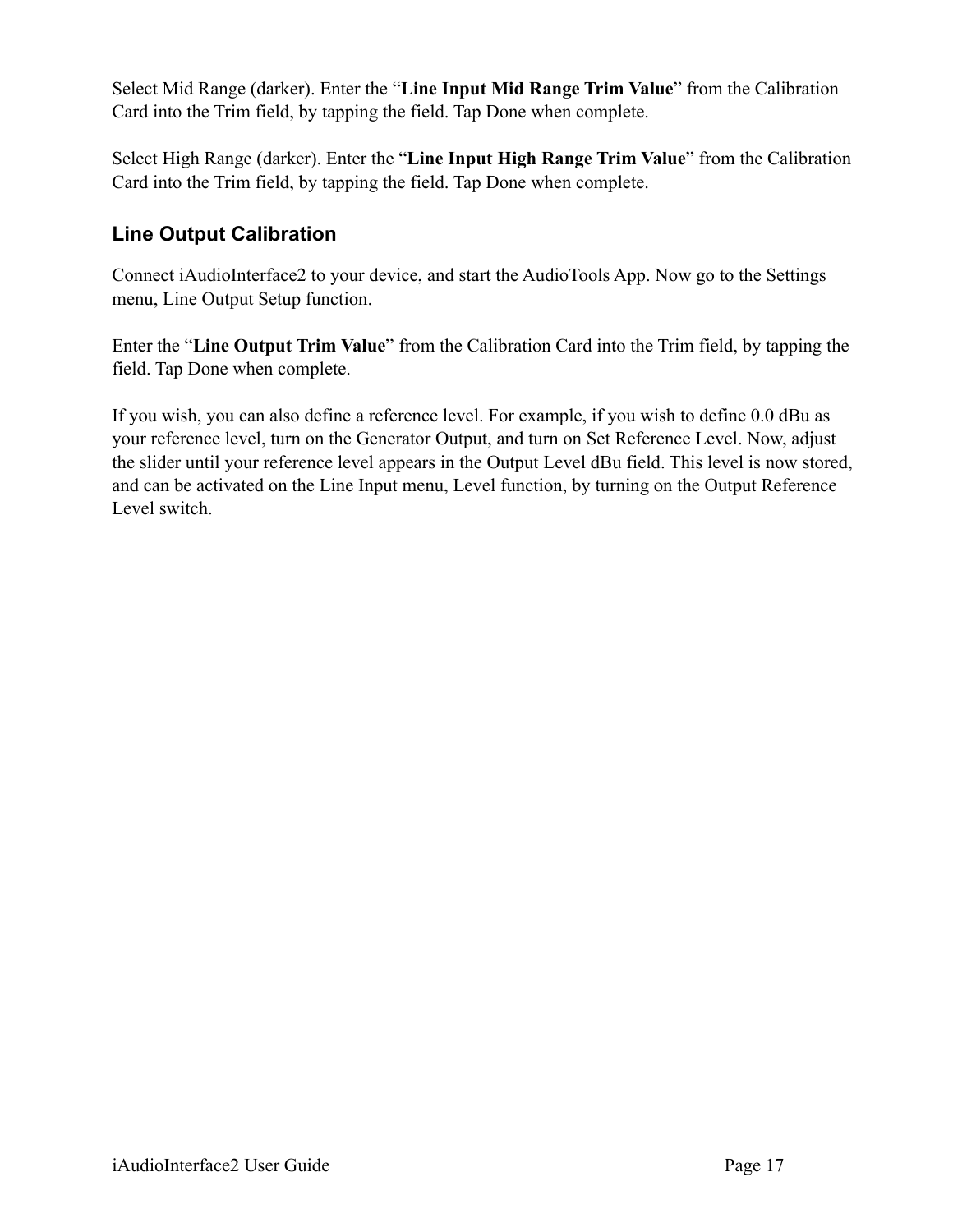Select Mid Range (darker). Enter the "**Line Input Mid Range Trim Value**" from the Calibration Card into the Trim field, by tapping the field. Tap Done when complete.

Select High Range (darker). Enter the "**Line Input High Range Trim Value**" from the Calibration Card into the Trim field, by tapping the field. Tap Done when complete.

### Line Output Calibration

Connect iAudioInterface2 to your device, and start the AudioTools App. Now go to the Settings menu, Line Output Setup function.

Enter the "**Line Output Trim Value**" from the Calibration Card into the Trim field, by tapping the field. Tap Done when complete.

If you wish, you can also define a reference level. For example, if you wish to define 0.0 dBu as your reference level, turn on the Generator Output, and turn on Set Reference Level. Now, adjust the slider until your reference level appears in the Output Level dBu field. This level is now stored, and can be activated on the Line Input menu, Level function, by turning on the Output Reference Level switch.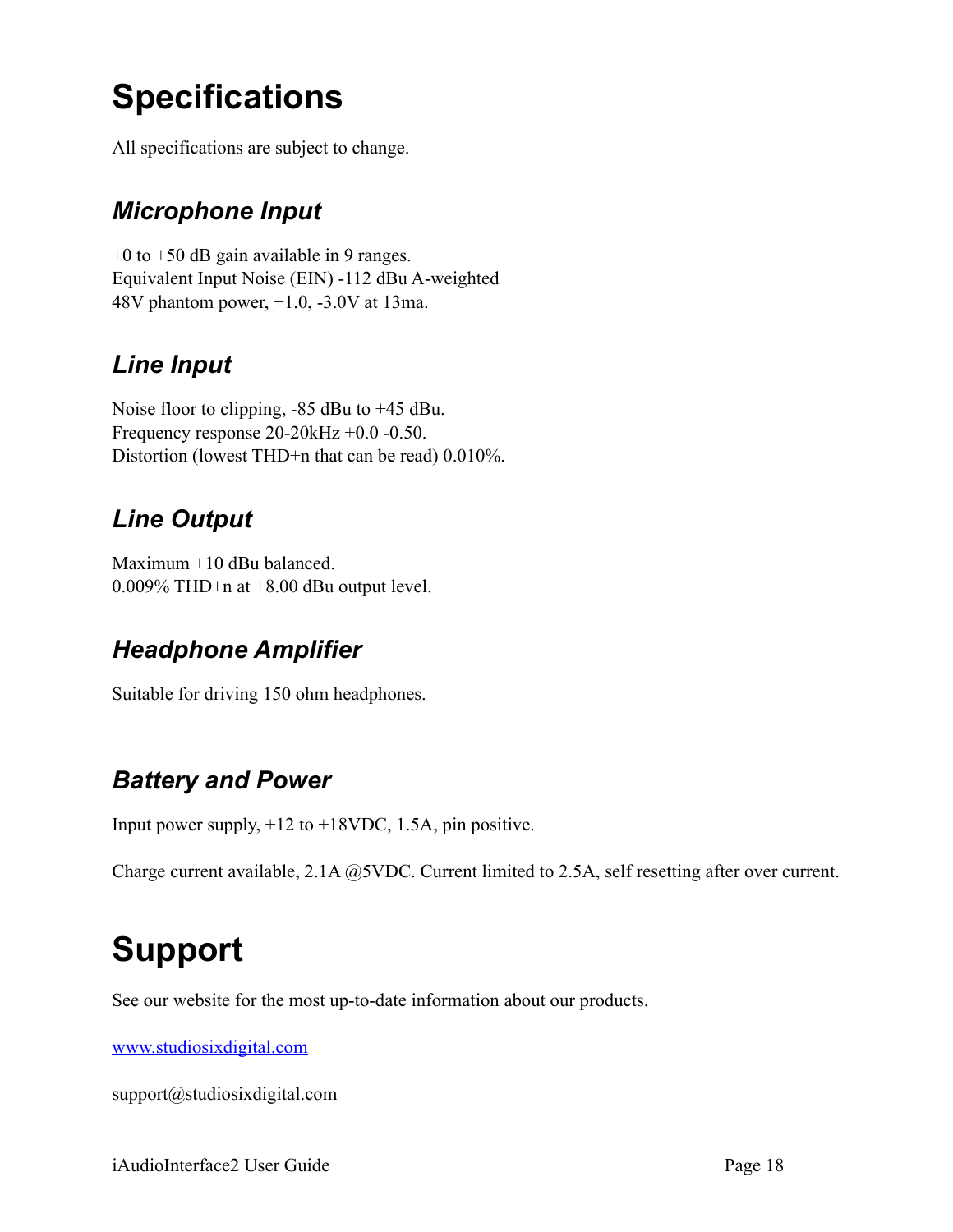# Specifications

All specifications are subject to change.

## *Microphone Input*

+0 to +50 dB gain available in 9 ranges.
Equivalent Input Noise (EIN) -112 dBu A-weighted
48V phantom power, +1.0, -3.0V at 13ma.

## *Line Input*

Noise floor to clipping, -85 dBu to +45 dBu.
Frequency response 20-20kHz +0.0 -0.50.
Distortion (lowest THD+n that can be read) 0.010%.

## *Line Output*

Maximum +10 dBu balanced.
0.009% THD+n at +8.00 dBu output level.

## *Headphone Amplifier*

Suitable for driving 150 ohm headphones.

## *Battery and Power*

Input power supply, +12 to +18VDC, 1.5A, pin positive.

Charge current available, 2.1A @5VDC. Current limited to 2.5A, self resetting after over current.

# Support

See our website for the most up-to-date information about our products.

[www.studiosixdigital.com](http://www.studiosixdigital.com)

support@studiosixdigital.com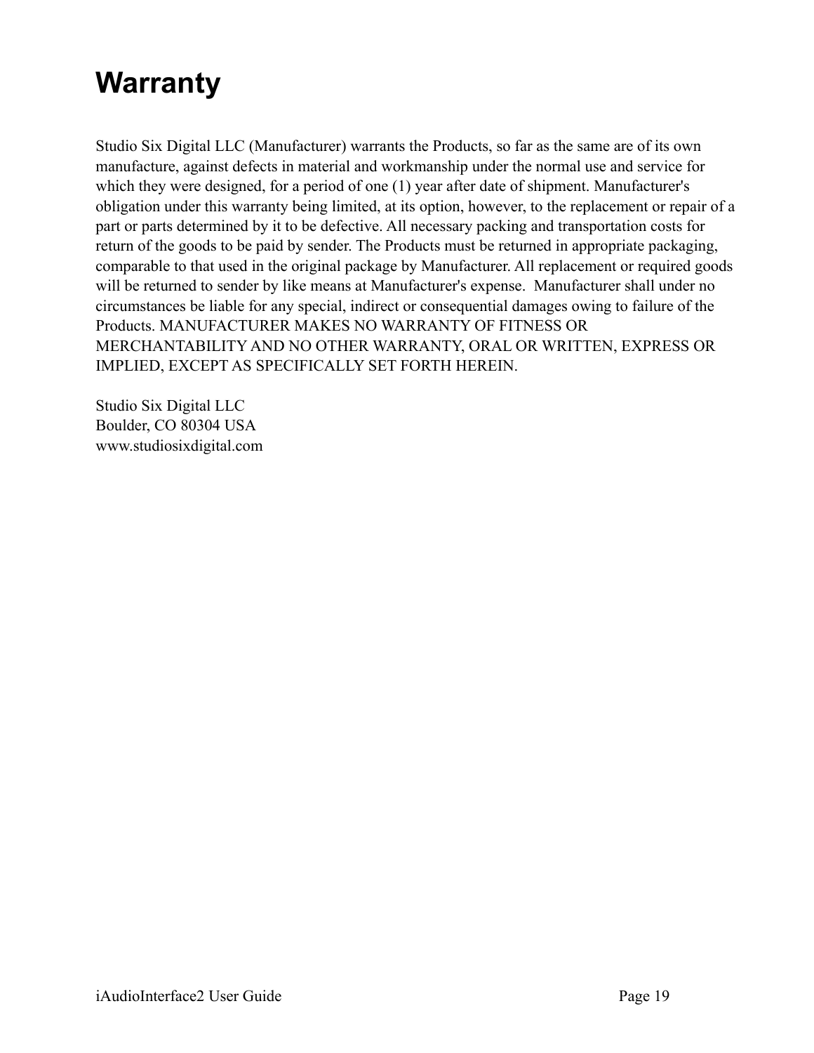# Warranty

Studio Six Digital LLC (Manufacturer) warrants the Products, so far as the same are of its own manufacture, against defects in material and workmanship under the normal use and service for which they were designed, for a period of one (1) year after date of shipment. Manufacturer's obligation under this warranty being limited, at its option, however, to the replacement or repair of a part or parts determined by it to be defective. All necessary packing and transportation costs for return of the goods to be paid by sender. The Products must be returned in appropriate packaging, comparable to that used in the original package by Manufacturer. All replacement or required goods will be returned to sender by like means at Manufacturer's expense. Manufacturer shall under no circumstances be liable for any special, indirect or consequential damages owing to failure of the Products. MANUFACTURER MAKES NO WARRANTY OF FITNESS OR MERCHANTABILITY AND NO OTHER WARRANTY, ORAL OR WRITTEN, EXPRESS OR IMPLIED, EXCEPT AS SPECIFICALLY SET FORTH HEREIN.

Studio Six Digital LLC
Boulder, CO 80304 USA
www.studiosixdigital.com